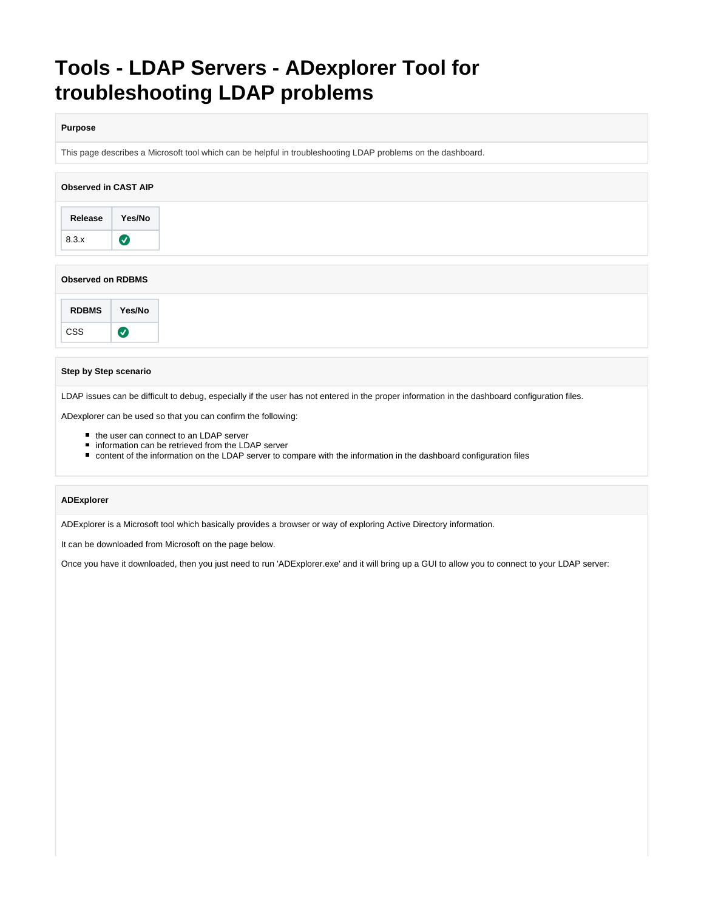# Tools - LDAP Servers - ADexplorer Tool for troubleshooting LDAP problems

**Purpose**

This page describes a Microsoft tool which can be helpful in troubleshooting LDAP problems on the dashboard.

**Observed in CAST AIP**

| Release | Yes/No |
| --- | --- |
| 8.3.x | ✅ |

**Observed on RDBMS**

| RDBMS | Yes/No |
| --- | --- |
| CSS | ✅ |

**Step by Step scenario**

LDAP issues can be difficult to debug, especially if the user has not entered in the proper information in the dashboard configuration files.

ADexplorer can be used so that you can confirm the following:

- the user can connect to an LDAP server
- information can be retrieved from the LDAP server
- content of the information on the LDAP server to compare with the information in the dashboard configuration files

**ADExplorer**

ADExplorer is a Microsoft tool which basically provides a browser or way of exploring Active Directory information.

It can be downloaded from Microsoft on the page below.

Once you have it downloaded, then you just need to run 'ADExplorer.exe' and it will bring up a GUI to allow you to connect to your LDAP server: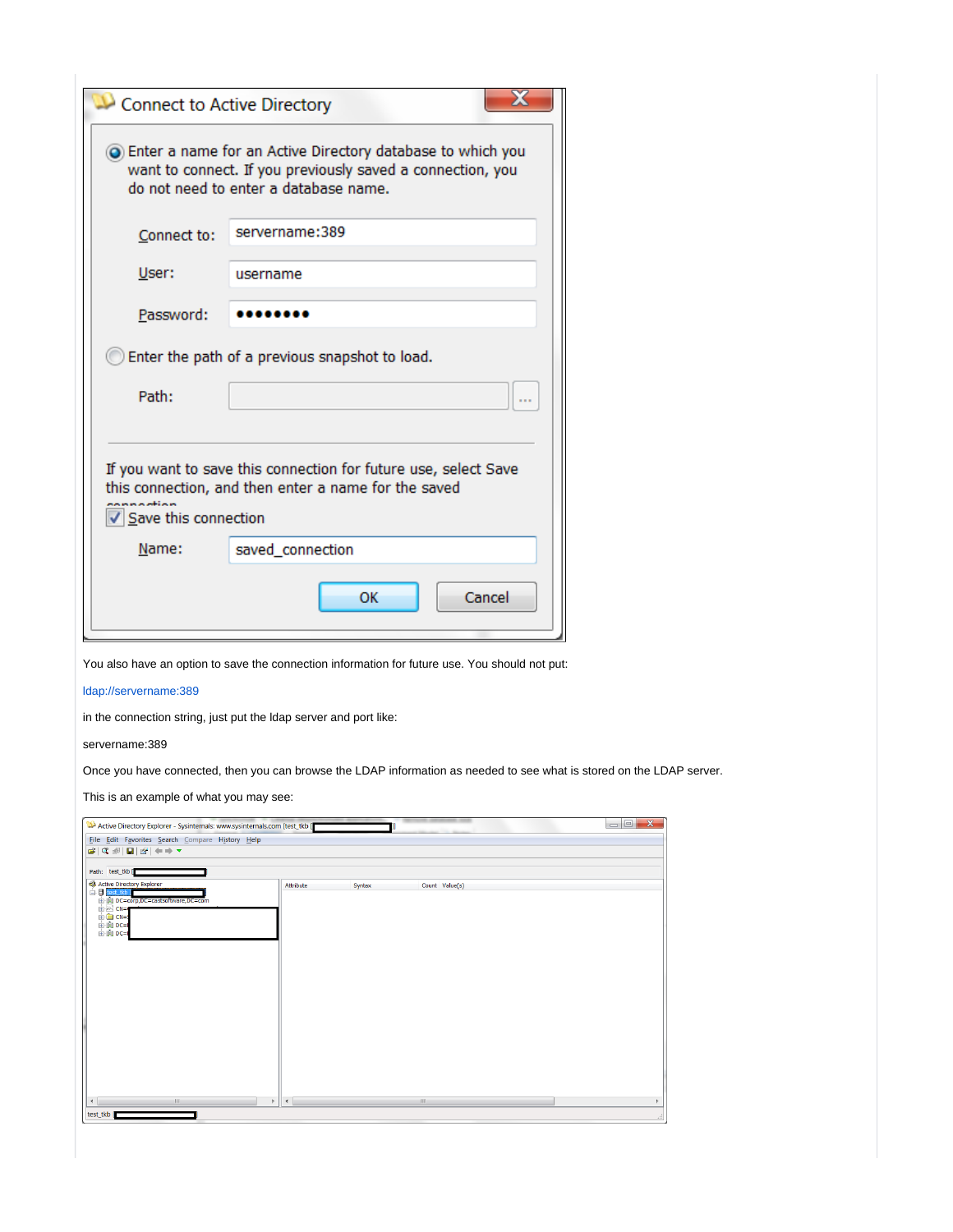You also have an option to save the connection information for future use. You should not put:

ldap://servername:389

in the connection string, just put the ldap server and port like:

servername:389

Once you have connected, then you can browse the LDAP information as needed to see what is stored on the LDAP server.

This is an example of what you may see: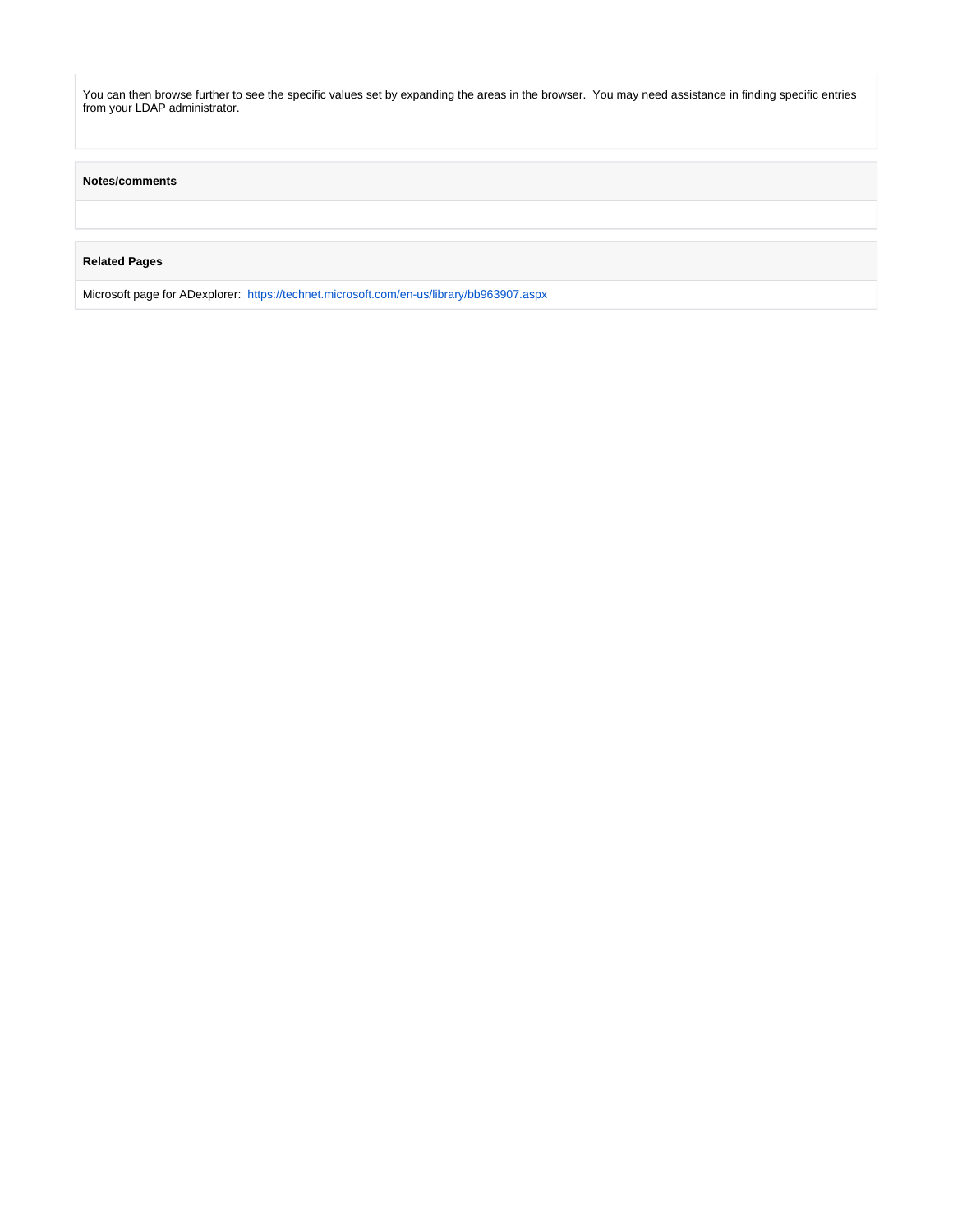You can then browse further to see the specific values set by expanding the areas in the browser.  You may need assistance in finding specific entries from your LDAP administrator.

**Notes/comments**

**Related Pages**

Microsoft page for ADexplorer:  https://technet.microsoft.com/en-us/library/bb963907.aspx